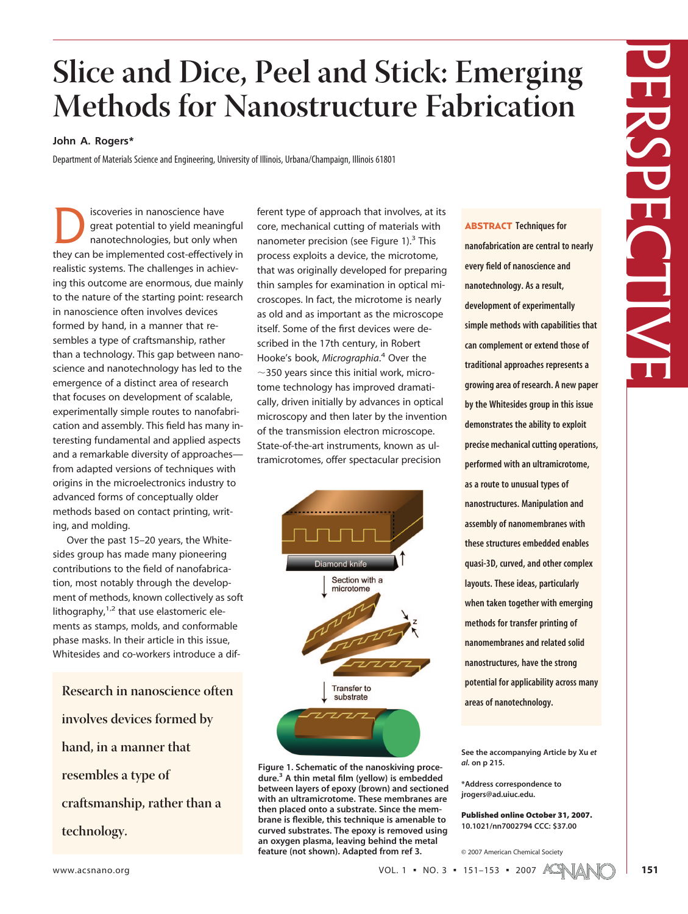# Slice and Dice, Peel and Stick: Emerging Methods for Nanostructure Fabrication

**John A. Rogers***

Department of Materials Science and Engineering, University of Illinois, Urbana/Champaign, Illinois 61801

**ABSTRACT** Techniques for nanofabrication are central to nearly every field of nanoscience and nanotechnology. As a result, development of experimentally simple methods with capabilities that can complement or extend those of traditional approaches represents a growing area of research. A new paper by the Whitesides group in this issue demonstrates the ability to exploit precise mechanical cutting operations, performed with an ultramicrotome, as a route to unusual types of nanostructures. Manipulation and assembly of nanomembranes with these structures embedded enables quasi-3D, curved, and other complex layouts. These ideas, particularly when taken together with emerging methods for transfer printing of nanomembranes and related solid nanostructures, have the strong potential for applicability across many areas of nanotechnology.

See the accompanying Article by Xu *et al.* on p 215.

*Address correspondence to jrogers@ad.uiuc.edu.

**Published online October 31, 2007.**
**10.1021/nn7002794 CCC: $37.00**

© 2007 American Chemical Society

Discoveries in nanoscience have great potential to yield meaningful nanotechnologies, but only when they can be implemented cost-effectively in realistic systems. The challenges in achieving this outcome are enormous, due mainly to the nature of the starting point: research in nanoscience often involves devices formed by hand, in a manner that resembles a type of craftsmanship, rather than a technology. This gap between nanoscience and nanotechnology has led to the emergence of a distinct area of research that focuses on development of scalable, experimentally simple routes to nanofabrication and assembly. This field has many interesting fundamental and applied aspects and a remarkable diversity of approaches—from adapted versions of techniques with origins in the microelectronics industry to advanced forms of conceptually older methods based on contact printing, writing, and molding.

Over the past 15–20 years, the Whitesides group has made many pioneering contributions to the field of nanofabrication, most notably through the development of methods, known collectively as soft lithography,[1,2] that use elastomeric elements as stamps, molds, and conformable phase masks. In their article in this issue, Whitesides and co-workers introduce a different type of approach that involves, at its core, mechanical cutting of materials with nanometer precision (see Figure 1).[3] This process exploits a device, the microtome, that was originally developed for preparing thin samples for examination in optical microscopes. In fact, the microtome is nearly as old and as important as the microscope itself. Some of the first devices were described in the 17th century, in Robert Hooke's book, *Micrographia*.[4] Over the ~350 years since this initial work, microtome technology has improved dramatically, driven initially by advances in optical microscopy and then later by the invention of the transmission electron microscope. State-of-the-art instruments, known as ultramicrotomes, offer spectacular precision

> Research in nanoscience often involves devices formed by hand, in a manner that resembles a type of craftsmanship, rather than a technology.

**Figure 1. Schematic of the nanoskiving procedure.[3] A thin metal film (yellow) is embedded between layers of epoxy (brown) and sectioned with an ultramicrotome. These membranes are then placed onto a substrate. Since the membrane is flexible, this technique is amenable to curved substrates. The epoxy is removed using an oxygen plasma, leaving behind the metal feature (not shown). Adapted from ref 3.**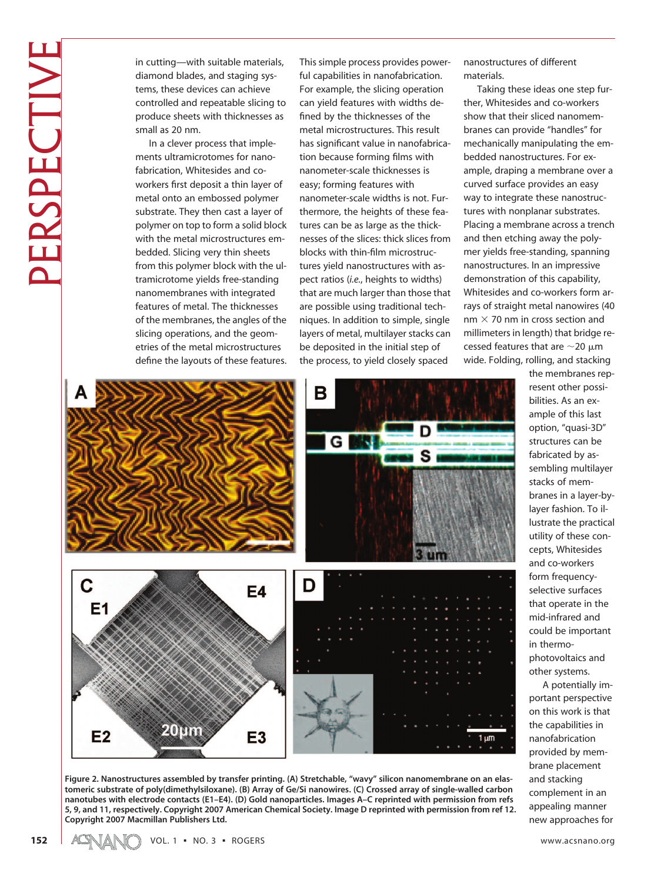in cutting—with suitable materials, diamond blades, and staging systems, these devices can achieve controlled and repeatable slicing to produce sheets with thicknesses as small as 20 nm.

In a clever process that implements ultramicrotomes for nanofabrication, Whitesides and co-workers first deposit a thin layer of metal onto an embossed polymer substrate. They then cast a layer of polymer on top to form a solid block with the metal microstructures embedded. Slicing very thin sheets from this polymer block with the ultramicrotome yields free-standing nanomembranes with integrated features of metal. The thicknesses of the membranes, the angles of the slicing operations, and the geometries of the metal microstructures define the layouts of these features. This simple process provides powerful capabilities in nanofabrication. For example, the slicing operation can yield features with widths defined by the thicknesses of the metal microstructures. This result has significant value in nanofabrication because forming films with nanometer-scale thicknesses is easy; forming features with nanometer-scale widths is not. Furthermore, the heights of these features can be as large as the thicknesses of the slices: thick slices from blocks with thin-film microstructures yield nanostructures with aspect ratios (*i.e.*, heights to widths) that are much larger than those that are possible using traditional techniques. In addition to simple, single layers of metal, multilayer stacks can be deposited in the initial step of the process, to yield closely spaced nanostructures of different materials.

Taking these ideas one step further, Whitesides and co-workers show that their sliced nanomembranes can provide "handles" for mechanically manipulating the embedded nanostructures. For example, draping a membrane over a curved surface provides an easy way to integrate these nanostructures with nonplanar substrates. Placing a membrane across a trench and then etching away the polymer yields free-standing, spanning nanostructures. In an impressive demonstration of this capability, Whitesides and co-workers form arrays of straight metal nanowires (40 nm × 70 nm in cross section and millimeters in length) that bridge recessed features that are ~20 μm wide. Folding, rolling, and stacking the membranes represent other possibilities. As an example of this last option, "quasi-3D" structures can be fabricated by assembling multilayer stacks of membranes in a layer-by-layer fashion. To illustrate the practical utility of these concepts, Whitesides and co-workers form frequency-selective surfaces that operate in the mid-infrared and could be important in thermophotovoltaics and other systems.

A potentially important perspective on this work is that the capabilities in nanofabrication provided by membrane placement and stacking complement in an appealing manner new approaches for

**Figure 2. Nanostructures assembled by transfer printing. (A) Stretchable, "wavy" silicon nanomembrane on an elastomeric substrate of poly(dimethylsiloxane). (B) Array of Ge/Si nanowires. (C) Crossed array of single-walled carbon nanotubes with electrode contacts (E1–E4). (D) Gold nanoparticles. Images A–C reprinted with permission from refs 5, 9, and 11, respectively. Copyright 2007 American Chemical Society. Image D reprinted with permission from ref 12. Copyright 2007 Macmillan Publishers Ltd.**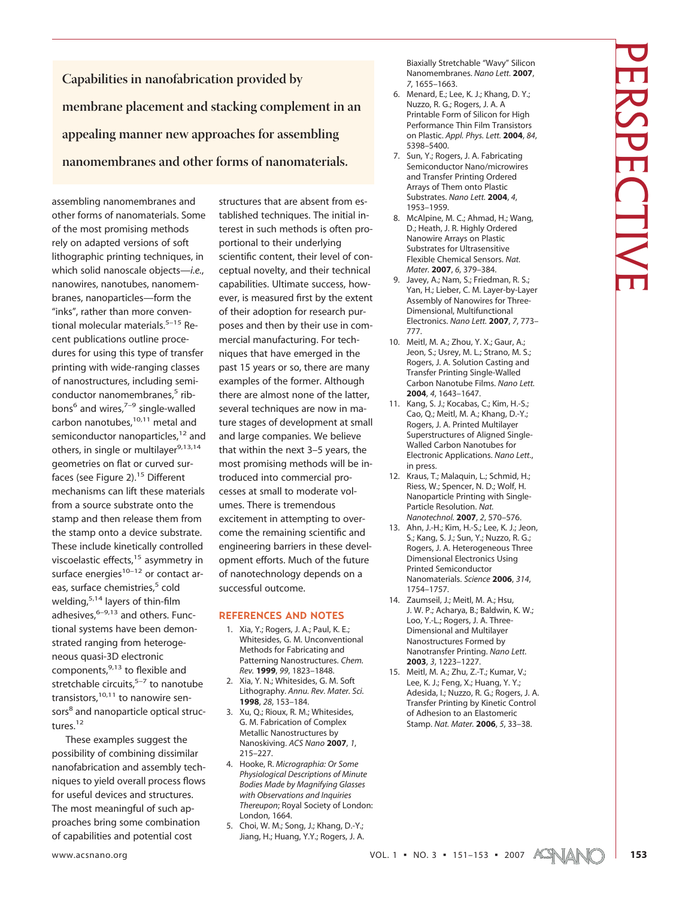**Capabilities in nanofabrication provided by membrane placement and stacking complement in an appealing manner new approaches for assembling nanomembranes and other forms of nanomaterials.**

assembling nanomembranes and other forms of nanomaterials. Some of the most promising methods rely on adapted versions of soft lithographic printing techniques, in which solid nanoscale objects—*i.e.*, nanowires, nanotubes, nanomembranes, nanoparticles—form the "inks", rather than more conventional molecular materials.[5–15] Recent publications outline procedures for using this type of transfer printing with wide-ranging classes of nanostructures, including semiconductor nanomembranes,[5] ribbons[6] and wires,[7–9] single-walled carbon nanotubes,[10,11] metal and semiconductor nanoparticles,[12] and others, in single or multilayer[9,13,14] geometries on flat or curved surfaces (see Figure 2).[15] Different mechanisms can lift these materials from a source substrate onto the stamp and then release them from the stamp onto a device substrate. These include kinetically controlled viscoelastic effects,[15] asymmetry in surface energies[10–12] or contact areas, surface chemistries,[5] cold welding,[5,14] layers of thin-film adhesives,[6–9,13] and others. Functional systems have been demonstrated ranging from heterogeneous quasi-3D electronic components,[9,13] to flexible and stretchable circuits,[5–7] to nanotube transistors,[10,11] to nanowire sensors[8] and nanoparticle optical structures.[12]

These examples suggest the possibility of combining dissimilar nanofabrication and assembly techniques to yield overall process flows for useful devices and structures. The most meaningful of such approaches bring some combination of capabilities and potential cost structures that are absent from established techniques. The initial interest in such methods is often proportional to their underlying scientific content, their level of conceptual novelty, and their technical capabilities. Ultimate success, however, is measured first by the extent of their adoption for research purposes and then by their use in commercial manufacturing. For techniques that have emerged in the past 15 years or so, there are many examples of the former. Although there are almost none of the latter, several techniques are now in mature stages of development at small and large companies. We believe that within the next 3–5 years, the most promising methods will be introduced into commercial processes at small to moderate volumes. There is tremendous excitement in attempting to overcome the remaining scientific and engineering barriers in these development efforts. Much of the future of nanotechnology depends on a successful outcome.

## REFERENCES AND NOTES

1. Xia, Y.; Rogers, J. A.; Paul, K. E.; Whitesides, G. M. Unconventional Methods for Fabricating and Patterning Nanostructures. *Chem. Rev.* **1999**, *99*, 1823–1848.
2. Xia, Y. N.; Whitesides, G. M. Soft Lithography. *Annu. Rev. Mater. Sci.* **1998**, *28*, 153–184.
3. Xu, Q.; Rioux, R. M.; Whitesides, G. M. Fabrication of Complex Metallic Nanostructures by Nanoskiving. *ACS Nano* **2007**, *1*, 215–227.
4. Hooke, R. *Micrographia: Or Some Physiological Descriptions of Minute Bodies Made by Magnifying Glasses with Observations and Inquiries Thereupon*; Royal Society of London: London, 1664.
5. Choi, W. M.; Song, J.; Khang, D.-Y.; Jiang, H.; Huang, Y.Y.; Rogers, J. A. Biaxially Stretchable "Wavy" Silicon Nanomembranes. *Nano Lett.* **2007**, *7*, 1655–1663.
6. Menard, E.; Lee, K. J.; Khang, D. Y.; Nuzzo, R. G.; Rogers, J. A. A Printable Form of Silicon for High Performance Thin Film Transistors on Plastic. *Appl. Phys. Lett.* **2004**, *84*, 5398–5400.
7. Sun, Y.; Rogers, J. A. Fabricating Semiconductor Nano/microwires and Transfer Printing Ordered Arrays of Them onto Plastic Substrates. *Nano Lett.* **2004**, *4*, 1953–1959.
8. McAlpine, M. C.; Ahmad, H.; Wang, D.; Heath, J. R. Highly Ordered Nanowire Arrays on Plastic Substrates for Ultrasensitive Flexible Chemical Sensors. *Nat. Mater.* **2007**, *6*, 379–384.
9. Javey, A.; Nam, S.; Friedman, R. S.; Yan, H.; Lieber, C. M. Layer-by-Layer Assembly of Nanowires for Three-Dimensional, Multifunctional Electronics. *Nano Lett.* **2007**, *7*, 773–777.
10. Meitl, M. A.; Zhou, Y. X.; Gaur, A.; Jeon, S.; Usrey, M. L.; Strano, M. S.; Rogers, J. A. Solution Casting and Transfer Printing Single-Walled Carbon Nanotube Films. *Nano Lett.* **2004**, *4*, 1643–1647.
11. Kang, S. J.; Kocabas, C.; Kim, H.-S.; Cao, Q.; Meitl, M. A.; Khang, D.-Y.; Rogers, J. A. Printed Multilayer Superstructures of Aligned Single-Walled Carbon Nanotubes for Electronic Applications. *Nano Lett.*, in press.
12. Kraus, T.; Malaquin, L.; Schmid, H.; Riess, W.; Spencer, N. D.; Wolf, H. Nanoparticle Printing with Single-Particle Resolution. *Nat. Nanotechnol.* **2007**, *2*, 570–576.
13. Ahn, J.-H.; Kim, H.-S.; Lee, K. J.; Jeon, S.; Kang, S. J.; Sun, Y.; Nuzzo, R. G.; Rogers, J. A. Heterogeneous Three Dimensional Electronics Using Printed Semiconductor Nanomaterials. *Science* **2006**, *314*, 1754–1757.
14. Zaumseil, J.; Meitl, M. A.; Hsu, J. W. P.; Acharya, B.; Baldwin, K. W.; Loo, Y.-L.; Rogers, J. A. Three-Dimensional and Multilayer Nanostructures Formed by Nanotransfer Printing. *Nano Lett.* **2003**, *3*, 1223–1227.
15. Meitl, M. A.; Zhu, Z.-T.; Kumar, V.; Lee, K. J.; Feng, X.; Huang, Y. Y.; Adesida, I.; Nuzzo, R. G.; Rogers, J. A. Transfer Printing by Kinetic Control of Adhesion to an Elastomeric Stamp. *Nat. Mater.* **2006**, *5*, 33–38.